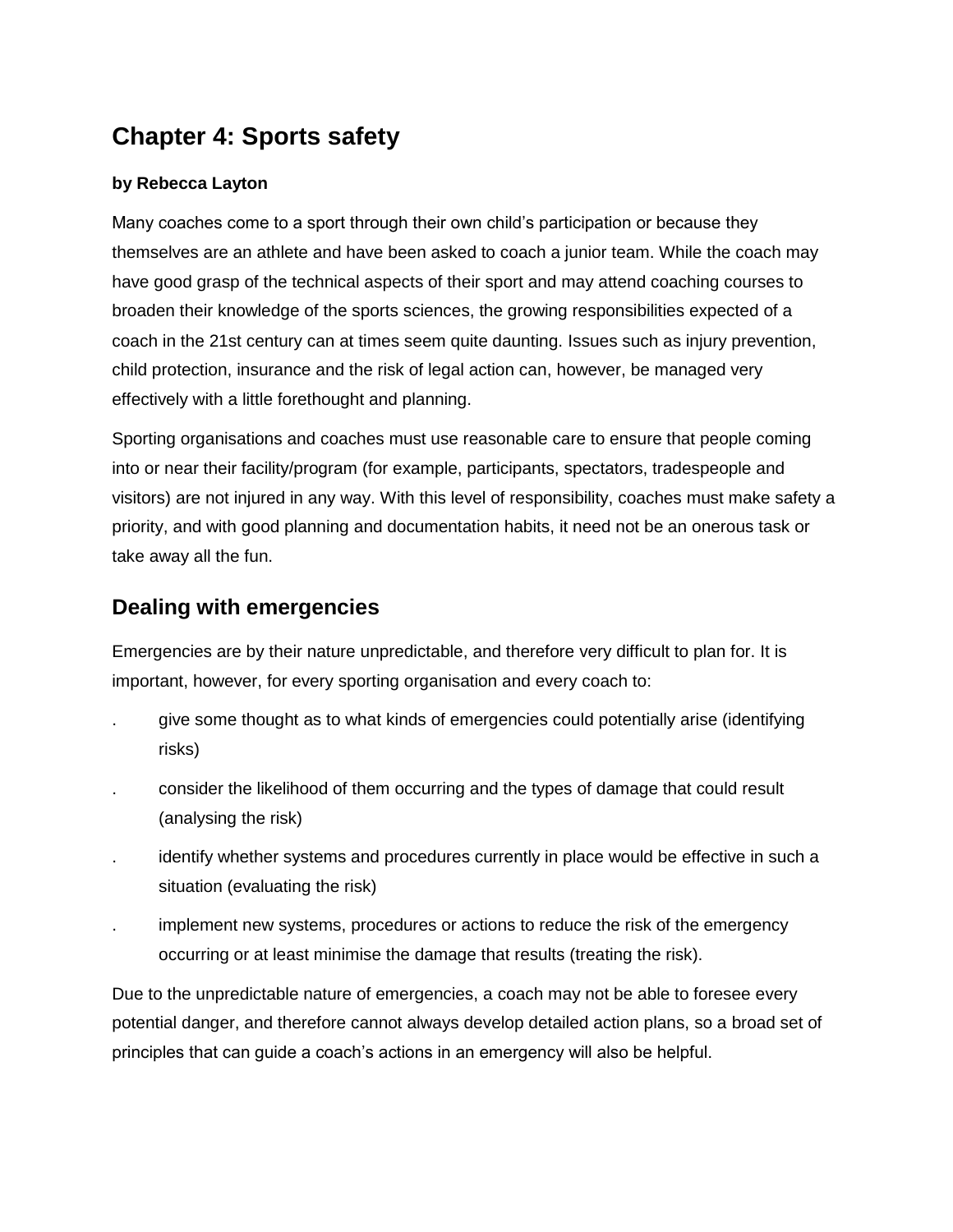# Chapter 4: Sports safety

**by Rebecca Layton**

Many coaches come to a sport through their own child's participation or because they themselves are an athlete and have been asked to coach a junior team. While the coach may have good grasp of the technical aspects of their sport and may attend coaching courses to broaden their knowledge of the sports sciences, the growing responsibilities expected of a coach in the 21st century can at times seem quite daunting. Issues such as injury prevention, child protection, insurance and the risk of legal action can, however, be managed very effectively with a little forethought and planning.

Sporting organisations and coaches must use reasonable care to ensure that people coming into or near their facility/program (for example, participants, spectators, tradespeople and visitors) are not injured in any way. With this level of responsibility, coaches must make safety a priority, and with good planning and documentation habits, it need not be an onerous task or take away all the fun.

## Dealing with emergencies

Emergencies are by their nature unpredictable, and therefore very difficult to plan for. It is important, however, for every sporting organisation and every coach to:

- give some thought as to what kinds of emergencies could potentially arise (identifying risks)
- consider the likelihood of them occurring and the types of damage that could result (analysing the risk)
- identify whether systems and procedures currently in place would be effective in such a situation (evaluating the risk)
- implement new systems, procedures or actions to reduce the risk of the emergency occurring or at least minimise the damage that results (treating the risk).

Due to the unpredictable nature of emergencies, a coach may not be able to foresee every potential danger, and therefore cannot always develop detailed action plans, so a broad set of principles that can guide a coach's actions in an emergency will also be helpful.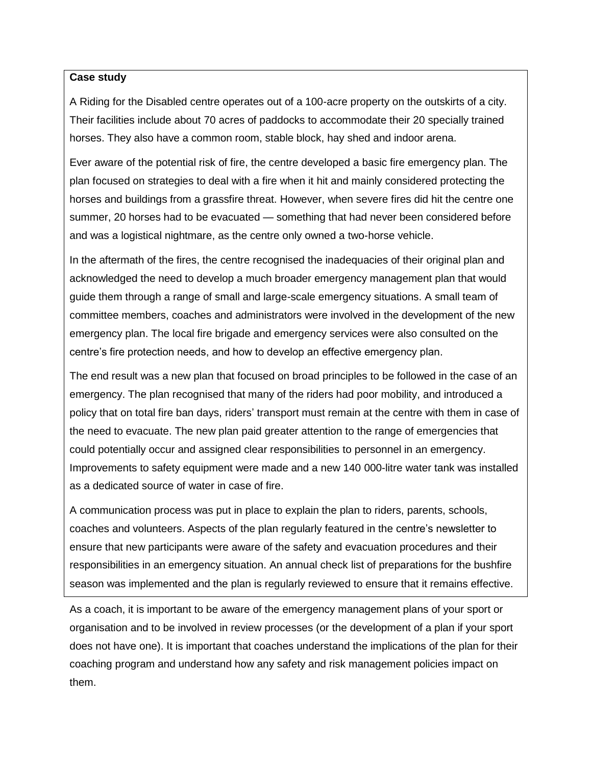**Case study**

A Riding for the Disabled centre operates out of a 100-acre property on the outskirts of a city. Their facilities include about 70 acres of paddocks to accommodate their 20 specially trained horses. They also have a common room, stable block, hay shed and indoor arena.

Ever aware of the potential risk of fire, the centre developed a basic fire emergency plan. The plan focused on strategies to deal with a fire when it hit and mainly considered protecting the horses and buildings from a grassfire threat. However, when severe fires did hit the centre one summer, 20 horses had to be evacuated — something that had never been considered before and was a logistical nightmare, as the centre only owned a two-horse vehicle.

In the aftermath of the fires, the centre recognised the inadequacies of their original plan and acknowledged the need to develop a much broader emergency management plan that would guide them through a range of small and large-scale emergency situations. A small team of committee members, coaches and administrators were involved in the development of the new emergency plan. The local fire brigade and emergency services were also consulted on the centre's fire protection needs, and how to develop an effective emergency plan.

The end result was a new plan that focused on broad principles to be followed in the case of an emergency. The plan recognised that many of the riders had poor mobility, and introduced a policy that on total fire ban days, riders' transport must remain at the centre with them in case of the need to evacuate. The new plan paid greater attention to the range of emergencies that could potentially occur and assigned clear responsibilities to personnel in an emergency. Improvements to safety equipment were made and a new 140 000-litre water tank was installed as a dedicated source of water in case of fire.

A communication process was put in place to explain the plan to riders, parents, schools, coaches and volunteers. Aspects of the plan regularly featured in the centre's newsletter to ensure that new participants were aware of the safety and evacuation procedures and their responsibilities in an emergency situation. An annual check list of preparations for the bushfire season was implemented and the plan is regularly reviewed to ensure that it remains effective.

As a coach, it is important to be aware of the emergency management plans of your sport or organisation and to be involved in review processes (or the development of a plan if your sport does not have one). It is important that coaches understand the implications of the plan for their coaching program and understand how any safety and risk management policies impact on them.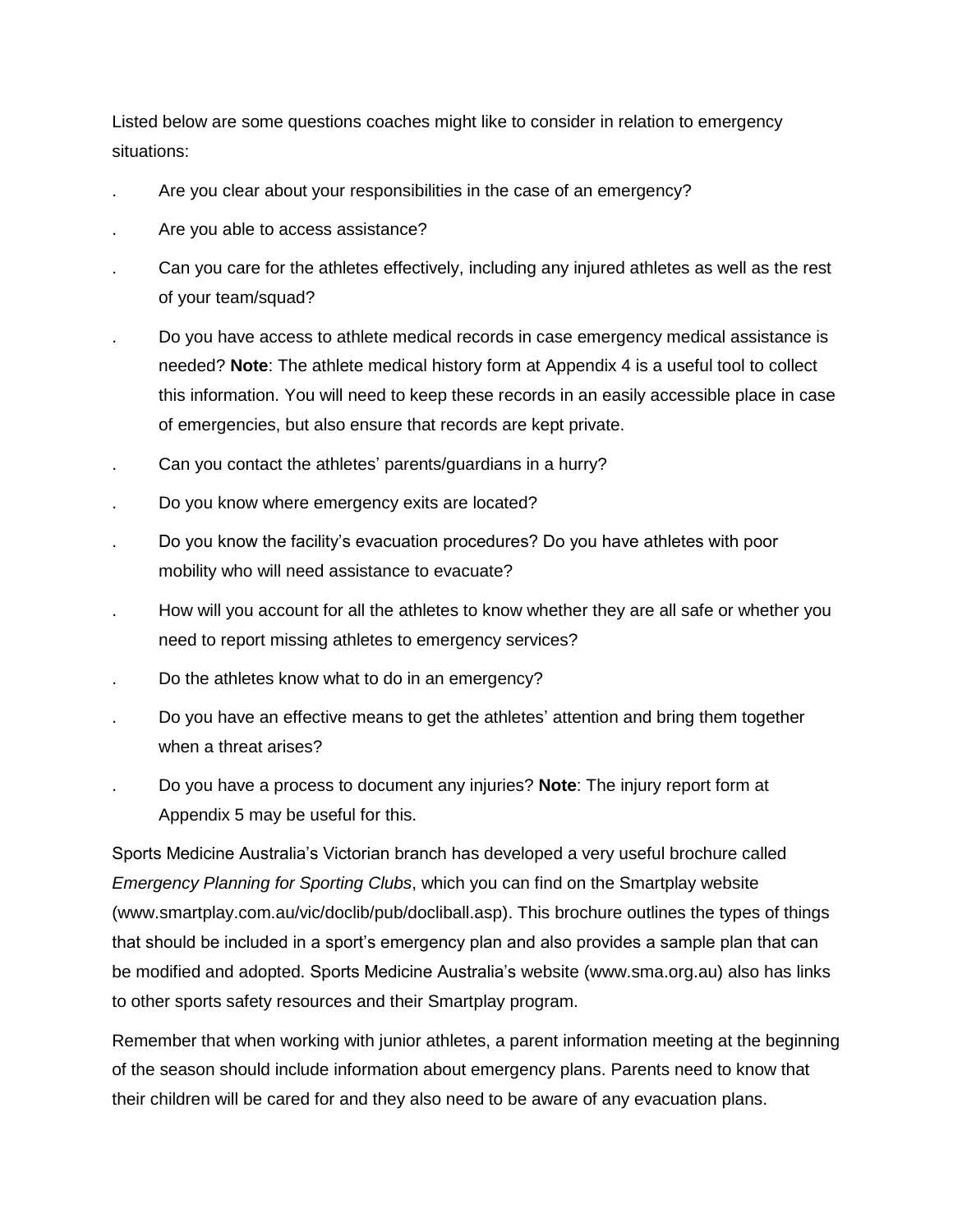Listed below are some questions coaches might like to consider in relation to emergency situations:

- Are you clear about your responsibilities in the case of an emergency?
- Are you able to access assistance?
- Can you care for the athletes effectively, including any injured athletes as well as the rest of your team/squad?
- Do you have access to athlete medical records in case emergency medical assistance is needed? **Note**: The athlete medical history form at Appendix 4 is a useful tool to collect this information. You will need to keep these records in an easily accessible place in case of emergencies, but also ensure that records are kept private.
- Can you contact the athletes' parents/guardians in a hurry?
- Do you know where emergency exits are located?
- Do you know the facility's evacuation procedures? Do you have athletes with poor mobility who will need assistance to evacuate?
- How will you account for all the athletes to know whether they are all safe or whether you need to report missing athletes to emergency services?
- Do the athletes know what to do in an emergency?
- Do you have an effective means to get the athletes' attention and bring them together when a threat arises?
- Do you have a process to document any injuries? **Note**: The injury report form at Appendix 5 may be useful for this.

Sports Medicine Australia's Victorian branch has developed a very useful brochure called *Emergency Planning for Sporting Clubs*, which you can find on the Smartplay website (www.smartplay.com.au/vic/doclib/pub/docliball.asp). This brochure outlines the types of things that should be included in a sport's emergency plan and also provides a sample plan that can be modified and adopted. Sports Medicine Australia's website (www.sma.org.au) also has links to other sports safety resources and their Smartplay program.

Remember that when working with junior athletes, a parent information meeting at the beginning of the season should include information about emergency plans. Parents need to know that their children will be cared for and they also need to be aware of any evacuation plans.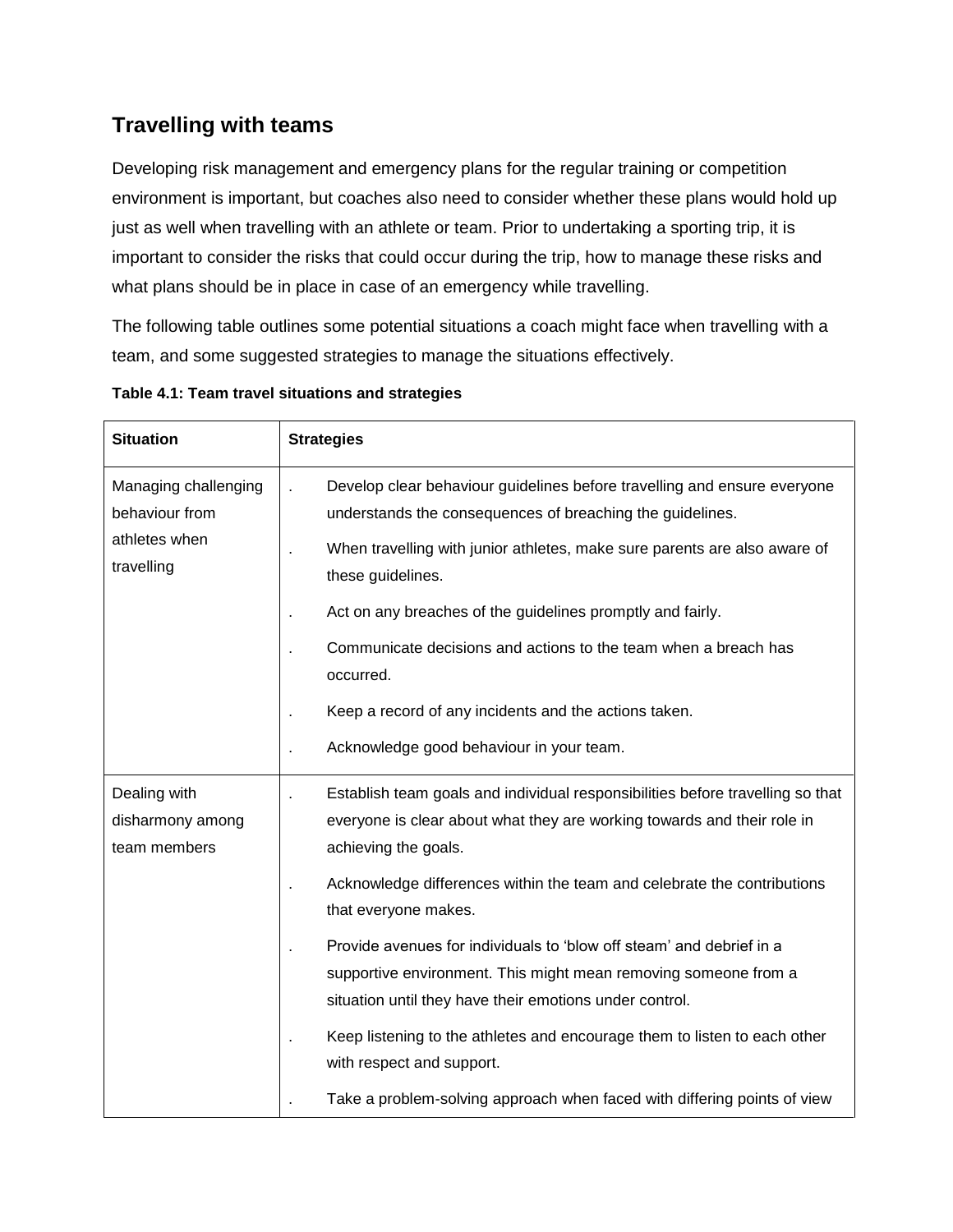## Travelling with teams

Developing risk management and emergency plans for the regular training or competition environment is important, but coaches also need to consider whether these plans would hold up just as well when travelling with an athlete or team. Prior to undertaking a sporting trip, it is important to consider the risks that could occur during the trip, how to manage these risks and what plans should be in place in case of an emergency while travelling.

The following table outlines some potential situations a coach might face when travelling with a team, and some suggested strategies to manage the situations effectively.

**Table 4.1: Team travel situations and strategies**

| **Situation** | **Strategies** |
|---|---|
| Managing challenging behaviour from athletes when travelling | . Develop clear behaviour guidelines before travelling and ensure everyone understands the consequences of breaching the guidelines.<br>. When travelling with junior athletes, make sure parents are also aware of these guidelines.<br>. Act on any breaches of the guidelines promptly and fairly.<br>. Communicate decisions and actions to the team when a breach has occurred.<br>. Keep a record of any incidents and the actions taken.<br>. Acknowledge good behaviour in your team. |
| Dealing with disharmony among team members | . Establish team goals and individual responsibilities before travelling so that everyone is clear about what they are working towards and their role in achieving the goals.<br>. Acknowledge differences within the team and celebrate the contributions that everyone makes.<br>. Provide avenues for individuals to 'blow off steam' and debrief in a supportive environment. This might mean removing someone from a situation until they have their emotions under control.<br>. Keep listening to the athletes and encourage them to listen to each other with respect and support.<br>. Take a problem-solving approach when faced with differing points of view |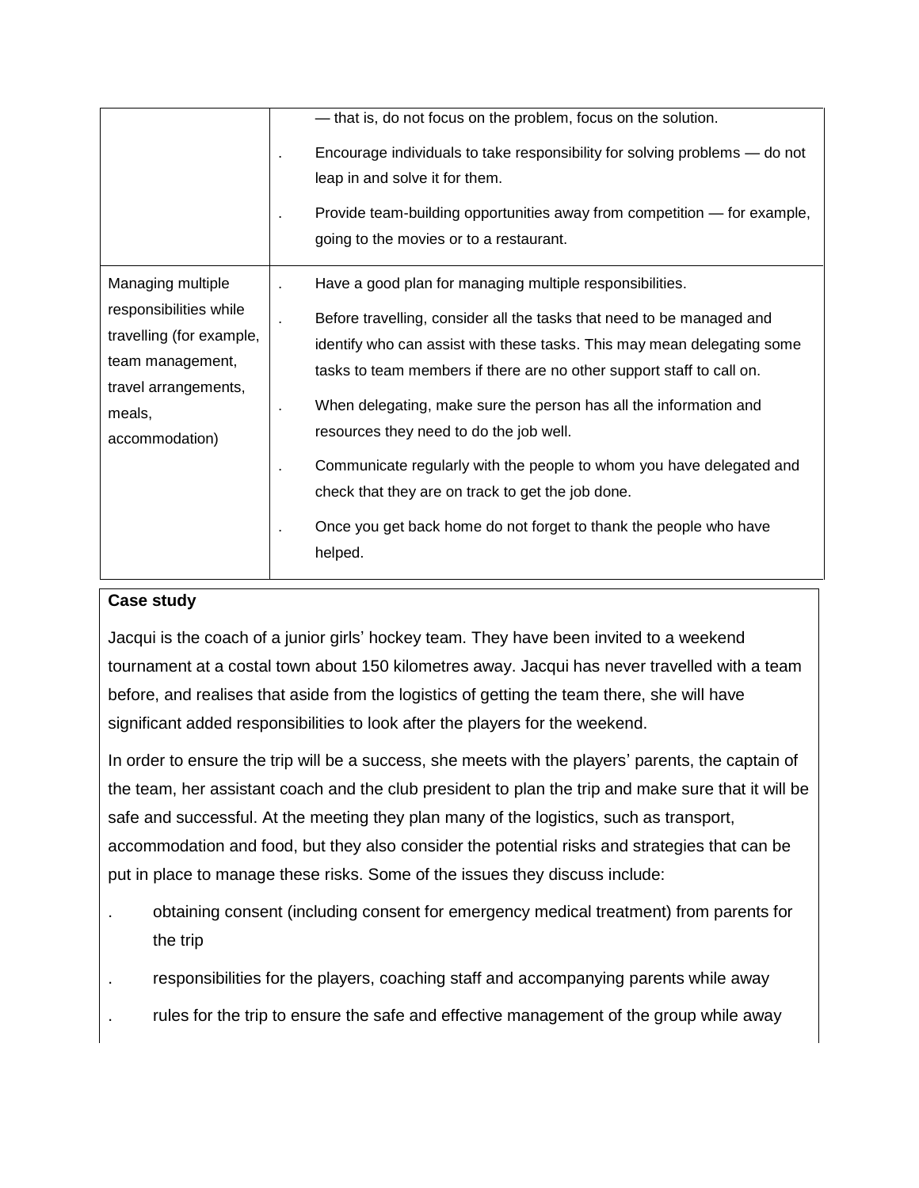| | |
|---|---|
| | — that is, do not focus on the problem, focus on the solution.<br>. Encourage individuals to take responsibility for solving problems — do not leap in and solve it for them.<br>. Provide team-building opportunities away from competition — for example, going to the movies or to a restaurant. |
| Managing multiple responsibilities while travelling (for example, team management, travel arrangements, meals, accommodation) | . Have a good plan for managing multiple responsibilities.<br>. Before travelling, consider all the tasks that need to be managed and identify who can assist with these tasks. This may mean delegating some tasks to team members if there are no other support staff to call on.<br>. When delegating, make sure the person has all the information and resources they need to do the job well.<br>. Communicate regularly with the people to whom you have delegated and check that they are on track to get the job done.<br>. Once you get back home do not forget to thank the people who have helped. |

**Case study**

Jacqui is the coach of a junior girls' hockey team. They have been invited to a weekend tournament at a costal town about 150 kilometres away. Jacqui has never travelled with a team before, and realises that aside from the logistics of getting the team there, she will have significant added responsibilities to look after the players for the weekend.

In order to ensure the trip will be a success, she meets with the players' parents, the captain of the team, her assistant coach and the club president to plan the trip and make sure that it will be safe and successful. At the meeting they plan many of the logistics, such as transport, accommodation and food, but they also consider the potential risks and strategies that can be put in place to manage these risks. Some of the issues they discuss include:

- obtaining consent (including consent for emergency medical treatment) from parents for the trip
- responsibilities for the players, coaching staff and accompanying parents while away
- rules for the trip to ensure the safe and effective management of the group while away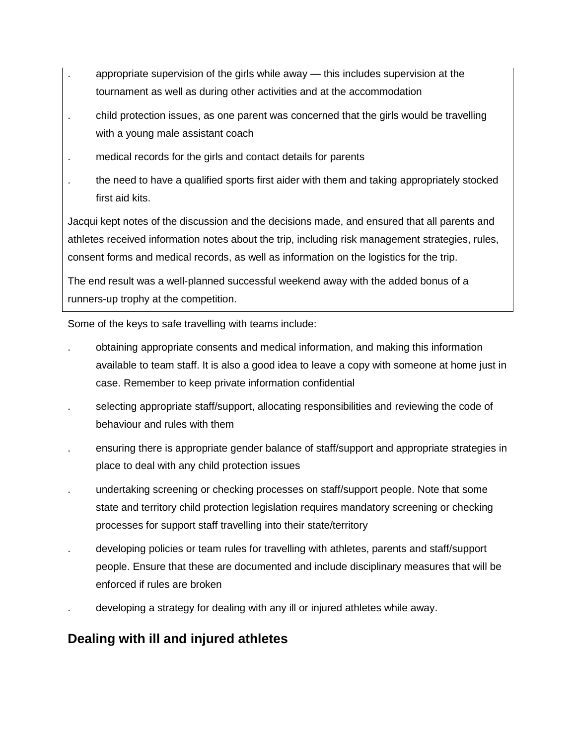- appropriate supervision of the girls while away — this includes supervision at the tournament as well as during other activities and at the accommodation
- child protection issues, as one parent was concerned that the girls would be travelling with a young male assistant coach
- medical records for the girls and contact details for parents
- the need to have a qualified sports first aider with them and taking appropriately stocked first aid kits.

Jacqui kept notes of the discussion and the decisions made, and ensured that all parents and athletes received information notes about the trip, including risk management strategies, rules, consent forms and medical records, as well as information on the logistics for the trip.

The end result was a well-planned successful weekend away with the added bonus of a runners-up trophy at the competition.

Some of the keys to safe travelling with teams include:

- obtaining appropriate consents and medical information, and making this information available to team staff. It is also a good idea to leave a copy with someone at home just in case. Remember to keep private information confidential
- selecting appropriate staff/support, allocating responsibilities and reviewing the code of behaviour and rules with them
- ensuring there is appropriate gender balance of staff/support and appropriate strategies in place to deal with any child protection issues
- undertaking screening or checking processes on staff/support people. Note that some state and territory child protection legislation requires mandatory screening or checking processes for support staff travelling into their state/territory
- developing policies or team rules for travelling with athletes, parents and staff/support people. Ensure that these are documented and include disciplinary measures that will be enforced if rules are broken
- developing a strategy for dealing with any ill or injured athletes while away.

## Dealing with ill and injured athletes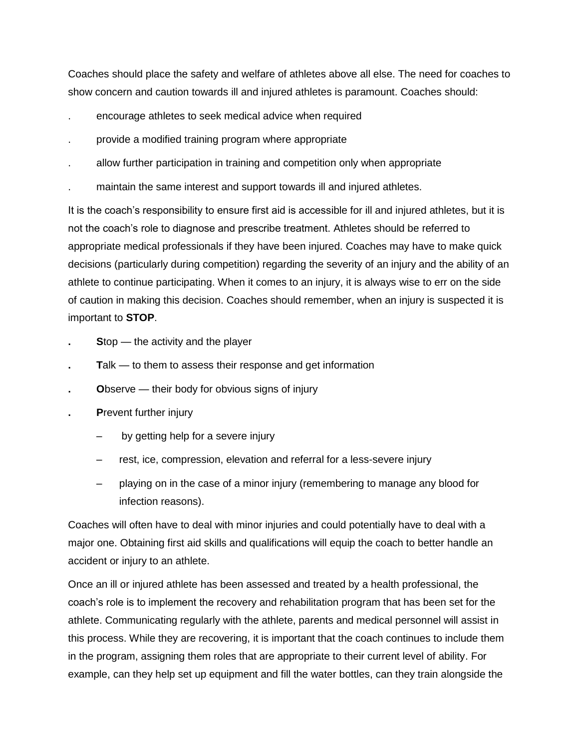Coaches should place the safety and welfare of athletes above all else. The need for coaches to show concern and caution towards ill and injured athletes is paramount. Coaches should:

- encourage athletes to seek medical advice when required
- provide a modified training program where appropriate
- allow further participation in training and competition only when appropriate
- maintain the same interest and support towards ill and injured athletes.

It is the coach's responsibility to ensure first aid is accessible for ill and injured athletes, but it is not the coach's role to diagnose and prescribe treatment. Athletes should be referred to appropriate medical professionals if they have been injured. Coaches may have to make quick decisions (particularly during competition) regarding the severity of an injury and the ability of an athlete to continue participating. When it comes to an injury, it is always wise to err on the side of caution in making this decision. Coaches should remember, when an injury is suspected it is important to **STOP**.

- **S**top — the activity and the player
- **T**alk — to them to assess their response and get information
- **O**bserve — their body for obvious signs of injury
- **P**revent further injury
  - by getting help for a severe injury
  - rest, ice, compression, elevation and referral for a less-severe injury
  - playing on in the case of a minor injury (remembering to manage any blood for infection reasons).

Coaches will often have to deal with minor injuries and could potentially have to deal with a major one. Obtaining first aid skills and qualifications will equip the coach to better handle an accident or injury to an athlete.

Once an ill or injured athlete has been assessed and treated by a health professional, the coach's role is to implement the recovery and rehabilitation program that has been set for the athlete. Communicating regularly with the athlete, parents and medical personnel will assist in this process. While they are recovering, it is important that the coach continues to include them in the program, assigning them roles that are appropriate to their current level of ability. For example, can they help set up equipment and fill the water bottles, can they train alongside the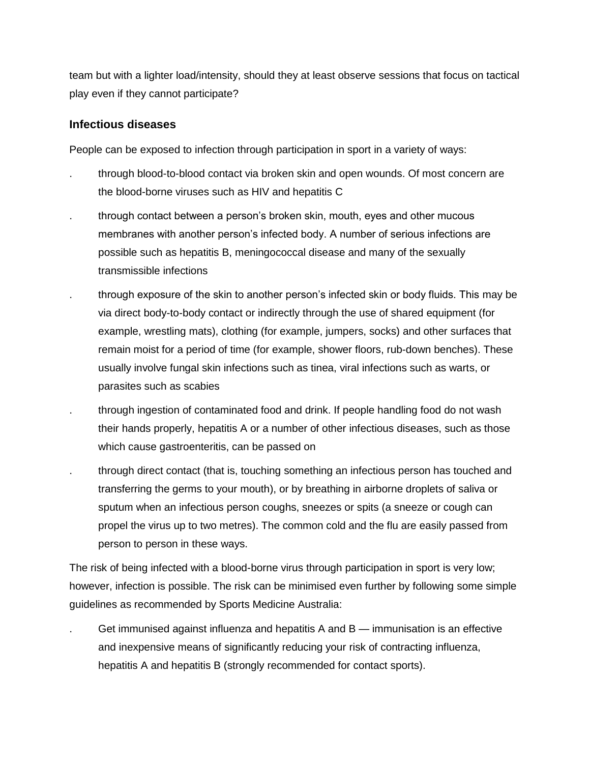team but with a lighter load/intensity, should they at least observe sessions that focus on tactical play even if they cannot participate?

### Infectious diseases

People can be exposed to infection through participation in sport in a variety of ways:

- through blood-to-blood contact via broken skin and open wounds. Of most concern are the blood-borne viruses such as HIV and hepatitis C
- through contact between a person's broken skin, mouth, eyes and other mucous membranes with another person's infected body. A number of serious infections are possible such as hepatitis B, meningococcal disease and many of the sexually transmissible infections
- through exposure of the skin to another person's infected skin or body fluids. This may be via direct body-to-body contact or indirectly through the use of shared equipment (for example, wrestling mats), clothing (for example, jumpers, socks) and other surfaces that remain moist for a period of time (for example, shower floors, rub-down benches). These usually involve fungal skin infections such as tinea, viral infections such as warts, or parasites such as scabies
- through ingestion of contaminated food and drink. If people handling food do not wash their hands properly, hepatitis A or a number of other infectious diseases, such as those which cause gastroenteritis, can be passed on
- through direct contact (that is, touching something an infectious person has touched and transferring the germs to your mouth), or by breathing in airborne droplets of saliva or sputum when an infectious person coughs, sneezes or spits (a sneeze or cough can propel the virus up to two metres). The common cold and the flu are easily passed from person to person in these ways.

The risk of being infected with a blood-borne virus through participation in sport is very low; however, infection is possible. The risk can be minimised even further by following some simple guidelines as recommended by Sports Medicine Australia:

- Get immunised against influenza and hepatitis A and B — immunisation is an effective and inexpensive means of significantly reducing your risk of contracting influenza, hepatitis A and hepatitis B (strongly recommended for contact sports).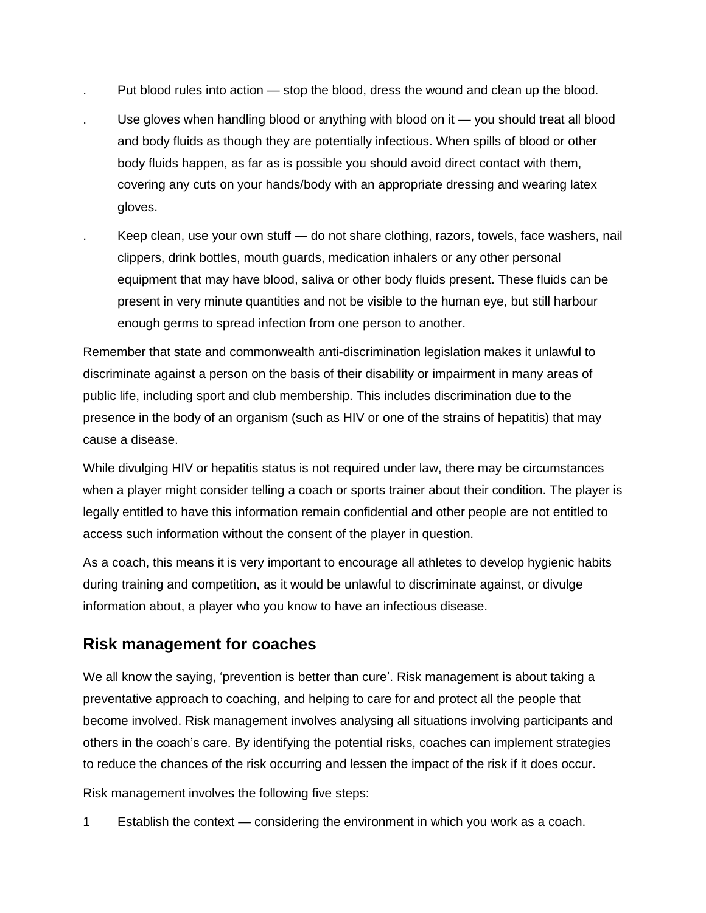- Put blood rules into action — stop the blood, dress the wound and clean up the blood.
- Use gloves when handling blood or anything with blood on it — you should treat all blood and body fluids as though they are potentially infectious. When spills of blood or other body fluids happen, as far as is possible you should avoid direct contact with them, covering any cuts on your hands/body with an appropriate dressing and wearing latex gloves.
- Keep clean, use your own stuff — do not share clothing, razors, towels, face washers, nail clippers, drink bottles, mouth guards, medication inhalers or any other personal equipment that may have blood, saliva or other body fluids present. These fluids can be present in very minute quantities and not be visible to the human eye, but still harbour enough germs to spread infection from one person to another.

Remember that state and commonwealth anti-discrimination legislation makes it unlawful to discriminate against a person on the basis of their disability or impairment in many areas of public life, including sport and club membership. This includes discrimination due to the presence in the body of an organism (such as HIV or one of the strains of hepatitis) that may cause a disease.

While divulging HIV or hepatitis status is not required under law, there may be circumstances when a player might consider telling a coach or sports trainer about their condition. The player is legally entitled to have this information remain confidential and other people are not entitled to access such information without the consent of the player in question.

As a coach, this means it is very important to encourage all athletes to develop hygienic habits during training and competition, as it would be unlawful to discriminate against, or divulge information about, a player who you know to have an infectious disease.

## Risk management for coaches

We all know the saying, 'prevention is better than cure'. Risk management is about taking a preventative approach to coaching, and helping to care for and protect all the people that become involved. Risk management involves analysing all situations involving participants and others in the coach's care. By identifying the potential risks, coaches can implement strategies to reduce the chances of the risk occurring and lessen the impact of the risk if it does occur.

Risk management involves the following five steps:

1. Establish the context — considering the environment in which you work as a coach.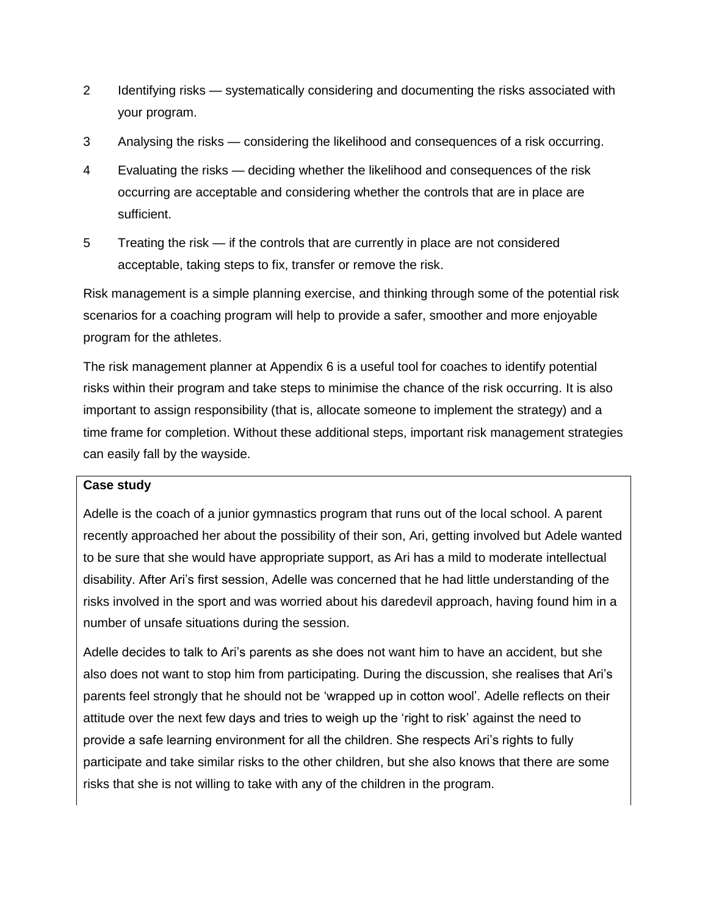2. Identifying risks — systematically considering and documenting the risks associated with your program.
3. Analysing the risks — considering the likelihood and consequences of a risk occurring.
4. Evaluating the risks — deciding whether the likelihood and consequences of the risk occurring are acceptable and considering whether the controls that are in place are sufficient.
5. Treating the risk — if the controls that are currently in place are not considered acceptable, taking steps to fix, transfer or remove the risk.

Risk management is a simple planning exercise, and thinking through some of the potential risk scenarios for a coaching program will help to provide a safer, smoother and more enjoyable program for the athletes.

The risk management planner at Appendix 6 is a useful tool for coaches to identify potential risks within their program and take steps to minimise the chance of the risk occurring. It is also important to assign responsibility (that is, allocate someone to implement the strategy) and a time frame for completion. Without these additional steps, important risk management strategies can easily fall by the wayside.

**Case study**

Adelle is the coach of a junior gymnastics program that runs out of the local school. A parent recently approached her about the possibility of their son, Ari, getting involved but Adele wanted to be sure that she would have appropriate support, as Ari has a mild to moderate intellectual disability. After Ari's first session, Adelle was concerned that he had little understanding of the risks involved in the sport and was worried about his daredevil approach, having found him in a number of unsafe situations during the session.

Adelle decides to talk to Ari's parents as she does not want him to have an accident, but she also does not want to stop him from participating. During the discussion, she realises that Ari's parents feel strongly that he should not be 'wrapped up in cotton wool'. Adelle reflects on their attitude over the next few days and tries to weigh up the 'right to risk' against the need to provide a safe learning environment for all the children. She respects Ari's rights to fully participate and take similar risks to the other children, but she also knows that there are some risks that she is not willing to take with any of the children in the program.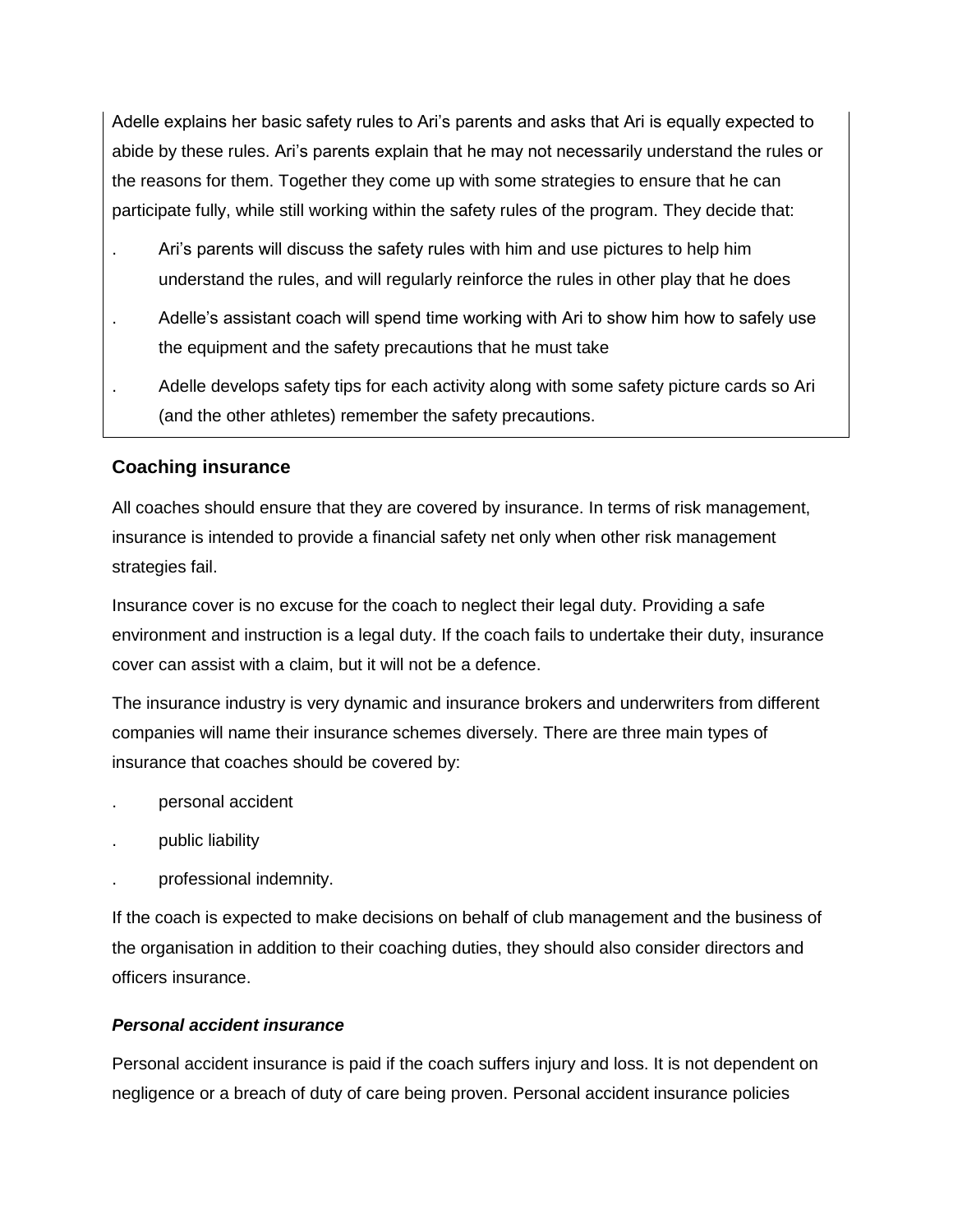Adelle explains her basic safety rules to Ari's parents and asks that Ari is equally expected to abide by these rules. Ari's parents explain that he may not necessarily understand the rules or the reasons for them. Together they come up with some strategies to ensure that he can participate fully, while still working within the safety rules of the program. They decide that:

- Ari's parents will discuss the safety rules with him and use pictures to help him understand the rules, and will regularly reinforce the rules in other play that he does
- Adelle's assistant coach will spend time working with Ari to show him how to safely use the equipment and the safety precautions that he must take
- Adelle develops safety tips for each activity along with some safety picture cards so Ari (and the other athletes) remember the safety precautions.

### Coaching insurance

All coaches should ensure that they are covered by insurance. In terms of risk management, insurance is intended to provide a financial safety net only when other risk management strategies fail.

Insurance cover is no excuse for the coach to neglect their legal duty. Providing a safe environment and instruction is a legal duty. If the coach fails to undertake their duty, insurance cover can assist with a claim, but it will not be a defence.

The insurance industry is very dynamic and insurance brokers and underwriters from different companies will name their insurance schemes diversely. There are three main types of insurance that coaches should be covered by:

- personal accident
- public liability
- professional indemnity.

If the coach is expected to make decisions on behalf of club management and the business of the organisation in addition to their coaching duties, they should also consider directors and officers insurance.

#### *Personal accident insurance*

Personal accident insurance is paid if the coach suffers injury and loss. It is not dependent on negligence or a breach of duty of care being proven. Personal accident insurance policies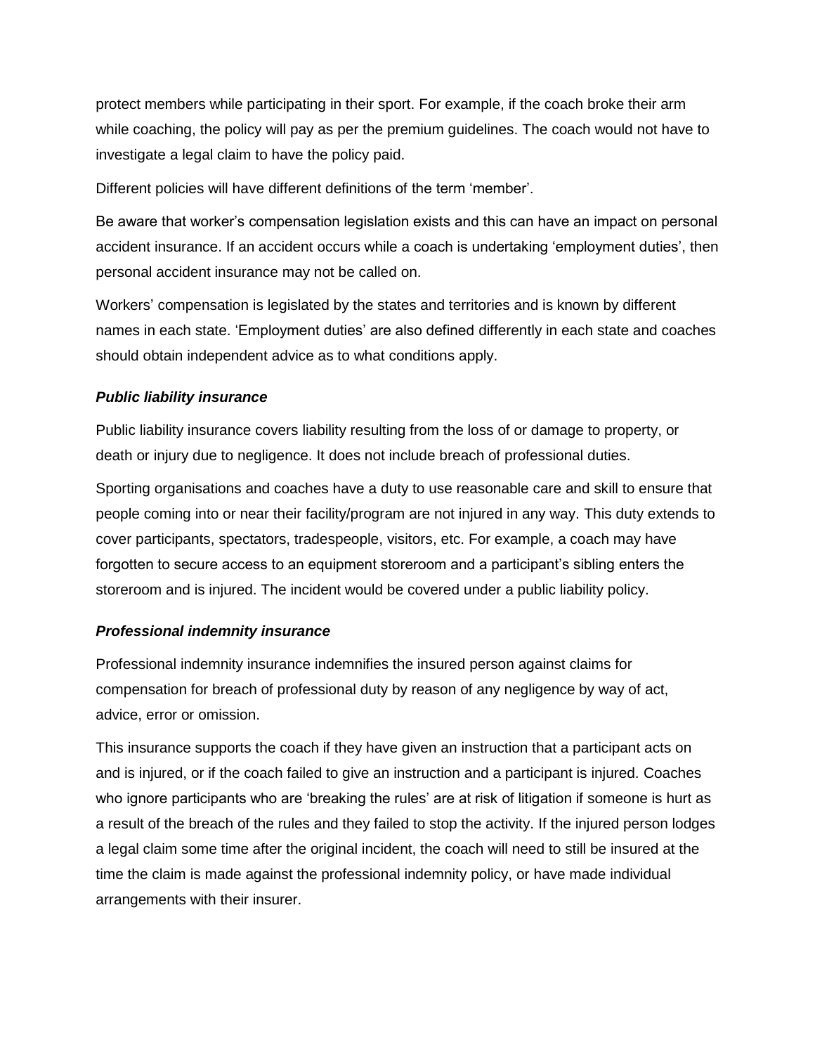protect members while participating in their sport. For example, if the coach broke their arm while coaching, the policy will pay as per the premium guidelines. The coach would not have to investigate a legal claim to have the policy paid.

Different policies will have different definitions of the term 'member'.

Be aware that worker's compensation legislation exists and this can have an impact on personal accident insurance. If an accident occurs while a coach is undertaking 'employment duties', then personal accident insurance may not be called on.

Workers' compensation is legislated by the states and territories and is known by different names in each state. 'Employment duties' are also defined differently in each state and coaches should obtain independent advice as to what conditions apply.

***Public liability insurance***

Public liability insurance covers liability resulting from the loss of or damage to property, or death or injury due to negligence. It does not include breach of professional duties.

Sporting organisations and coaches have a duty to use reasonable care and skill to ensure that people coming into or near their facility/program are not injured in any way. This duty extends to cover participants, spectators, tradespeople, visitors, etc. For example, a coach may have forgotten to secure access to an equipment storeroom and a participant's sibling enters the storeroom and is injured. The incident would be covered under a public liability policy.

***Professional indemnity insurance***

Professional indemnity insurance indemnifies the insured person against claims for compensation for breach of professional duty by reason of any negligence by way of act, advice, error or omission.

This insurance supports the coach if they have given an instruction that a participant acts on and is injured, or if the coach failed to give an instruction and a participant is injured. Coaches who ignore participants who are 'breaking the rules' are at risk of litigation if someone is hurt as a result of the breach of the rules and they failed to stop the activity. If the injured person lodges a legal claim some time after the original incident, the coach will need to still be insured at the time the claim is made against the professional indemnity policy, or have made individual arrangements with their insurer.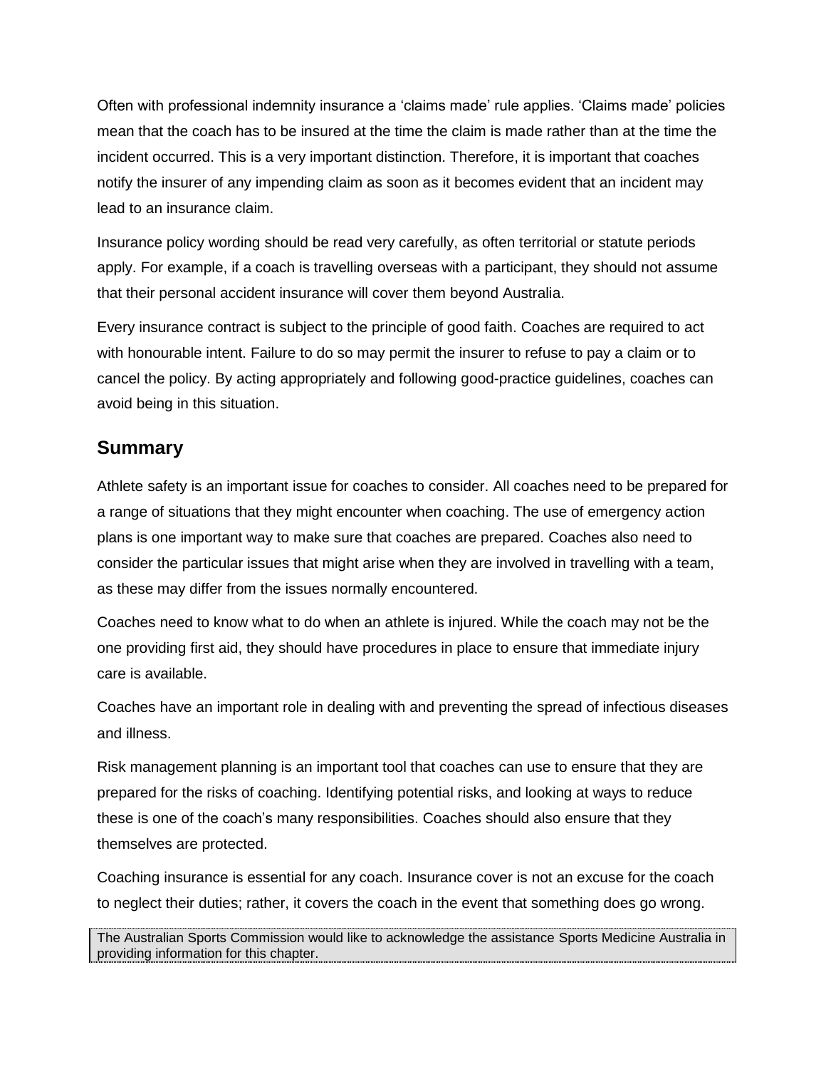Often with professional indemnity insurance a 'claims made' rule applies. 'Claims made' policies mean that the coach has to be insured at the time the claim is made rather than at the time the incident occurred. This is a very important distinction. Therefore, it is important that coaches notify the insurer of any impending claim as soon as it becomes evident that an incident may lead to an insurance claim.

Insurance policy wording should be read very carefully, as often territorial or statute periods apply. For example, if a coach is travelling overseas with a participant, they should not assume that their personal accident insurance will cover them beyond Australia.

Every insurance contract is subject to the principle of good faith. Coaches are required to act with honourable intent. Failure to do so may permit the insurer to refuse to pay a claim or to cancel the policy. By acting appropriately and following good-practice guidelines, coaches can avoid being in this situation.

## Summary

Athlete safety is an important issue for coaches to consider. All coaches need to be prepared for a range of situations that they might encounter when coaching. The use of emergency action plans is one important way to make sure that coaches are prepared. Coaches also need to consider the particular issues that might arise when they are involved in travelling with a team, as these may differ from the issues normally encountered.

Coaches need to know what to do when an athlete is injured. While the coach may not be the one providing first aid, they should have procedures in place to ensure that immediate injury care is available.

Coaches have an important role in dealing with and preventing the spread of infectious diseases and illness.

Risk management planning is an important tool that coaches can use to ensure that they are prepared for the risks of coaching. Identifying potential risks, and looking at ways to reduce these is one of the coach's many responsibilities. Coaches should also ensure that they themselves are protected.

Coaching insurance is essential for any coach. Insurance cover is not an excuse for the coach to neglect their duties; rather, it covers the coach in the event that something does go wrong.

The Australian Sports Commission would like to acknowledge the assistance Sports Medicine Australia in providing information for this chapter.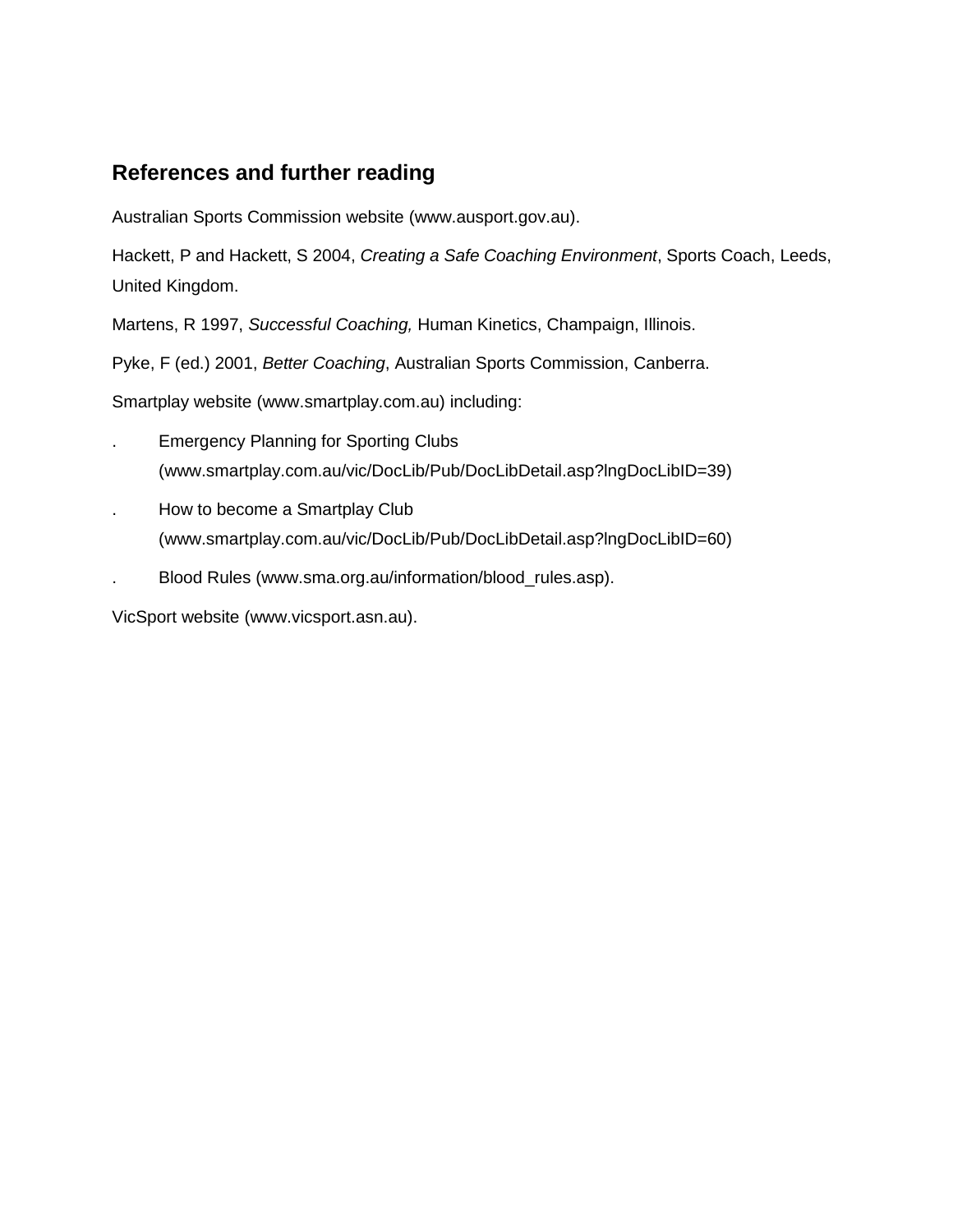## References and further reading

Australian Sports Commission website (www.ausport.gov.au).

Hackett, P and Hackett, S 2004, *Creating a Safe Coaching Environment*, Sports Coach, Leeds, United Kingdom.

Martens, R 1997, *Successful Coaching,* Human Kinetics, Champaign, Illinois.

Pyke, F (ed.) 2001, *Better Coaching*, Australian Sports Commission, Canberra.

Smartplay website (www.smartplay.com.au) including:

- Emergency Planning for Sporting Clubs (www.smartplay.com.au/vic/DocLib/Pub/DocLibDetail.asp?lngDocLibID=39)
- How to become a Smartplay Club (www.smartplay.com.au/vic/DocLib/Pub/DocLibDetail.asp?lngDocLibID=60)
- Blood Rules (www.sma.org.au/information/blood_rules.asp).

VicSport website (www.vicsport.asn.au).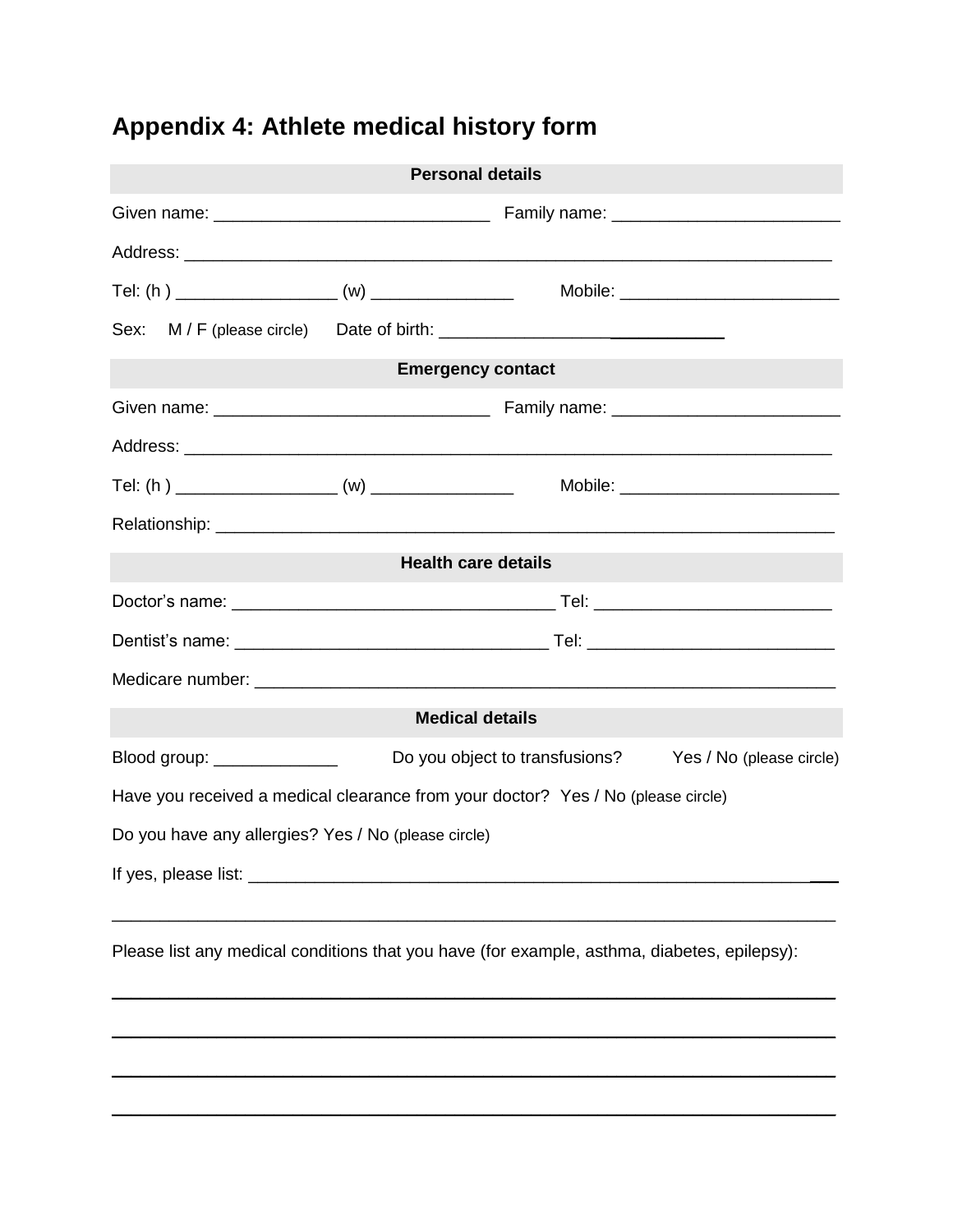# Appendix 4: Athlete medical history form

**Personal details**

Given name: ____________________________ Family name: _______________________

Address: ___________________________________________________________________

Tel: (h ) ________________ (w) ______________ Mobile: ______________________

Sex: M / F (please circle) Date of birth: ____________________________

**Emergency contact**

Given name: ____________________________ Family name: _______________________

Address: ___________________________________________________________________

Tel: (h ) ________________ (w) ______________ Mobile: ______________________

Relationship: _______________________________________________________________

**Health care details**

Doctor's name: _________________________________ Tel: ________________________

Dentist's name: ________________________________ Tel: _________________________

Medicare number: ___________________________________________________________

**Medical details**

Blood group: ____________ Do you object to transfusions? Yes / No (please circle)

Have you received a medical clearance from your doctor? Yes / No (please circle)

Do you have any allergies? Yes / No (please circle)

If yes, please list: __________________________________________________________

_____________________________________________________________________________

Please list any medical conditions that you have (for example, asthma, diabetes, epilepsy):

_____________________________________________________________________________

_____________________________________________________________________________

_____________________________________________________________________________

_____________________________________________________________________________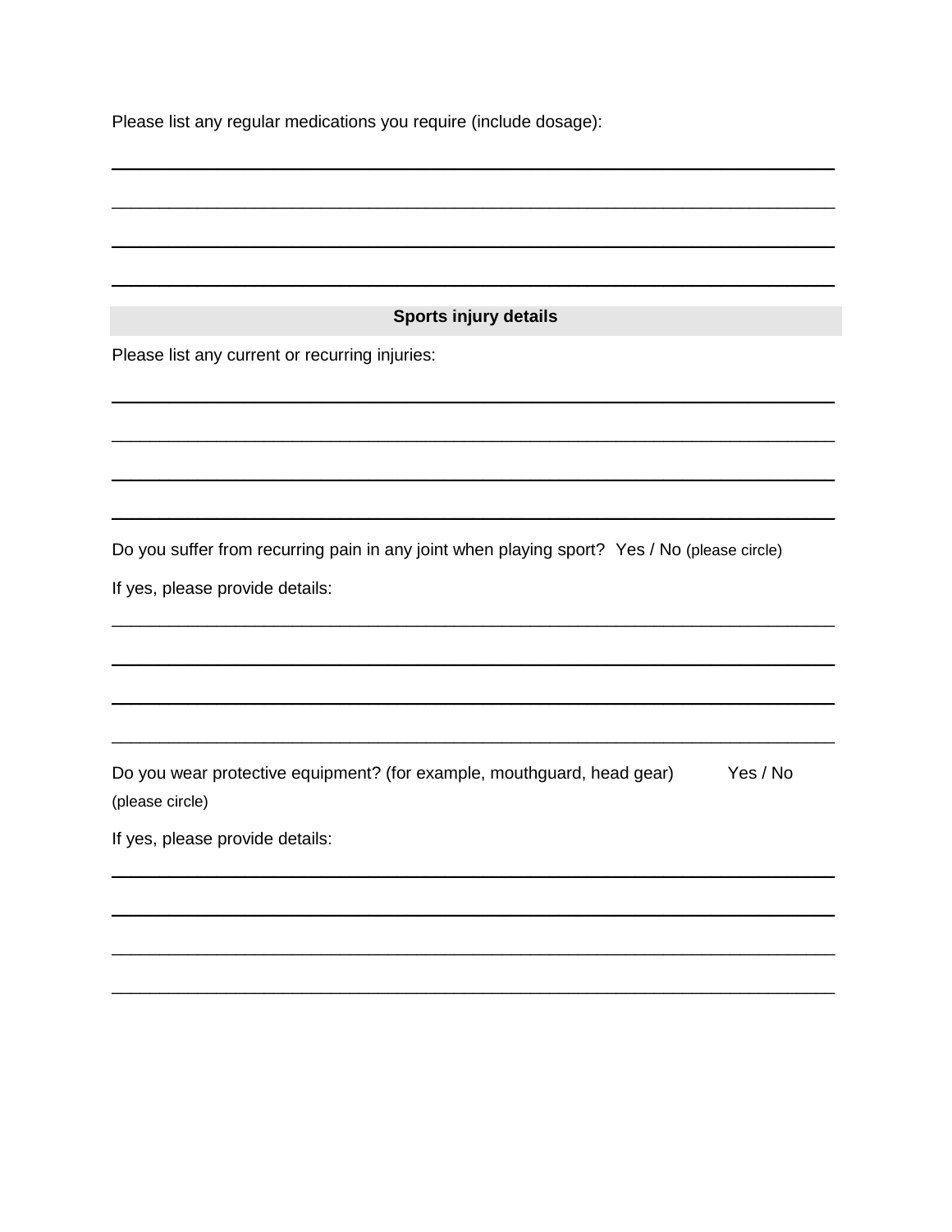Please list any regular medications you require (include dosage):

\_\_\_\_\_\_\_\_\_\_\_\_\_\_\_\_\_\_\_\_\_\_\_\_\_\_\_\_\_\_\_\_\_\_\_\_\_\_\_\_\_\_\_\_\_\_\_\_\_\_\_\_\_\_\_\_\_\_\_\_\_\_\_\_\_\_\_\_\_\_\_\_

\_\_\_\_\_\_\_\_\_\_\_\_\_\_\_\_\_\_\_\_\_\_\_\_\_\_\_\_\_\_\_\_\_\_\_\_\_\_\_\_\_\_\_\_\_\_\_\_\_\_\_\_\_\_\_\_\_\_\_\_\_\_\_\_\_\_\_\_\_\_\_\_

\_\_\_\_\_\_\_\_\_\_\_\_\_\_\_\_\_\_\_\_\_\_\_\_\_\_\_\_\_\_\_\_\_\_\_\_\_\_\_\_\_\_\_\_\_\_\_\_\_\_\_\_\_\_\_\_\_\_\_\_\_\_\_\_\_\_\_\_\_\_\_\_

\_\_\_\_\_\_\_\_\_\_\_\_\_\_\_\_\_\_\_\_\_\_\_\_\_\_\_\_\_\_\_\_\_\_\_\_\_\_\_\_\_\_\_\_\_\_\_\_\_\_\_\_\_\_\_\_\_\_\_\_\_\_\_\_\_\_\_\_\_\_\_\_

## Sports injury details

Please list any current or recurring injuries:

\_\_\_\_\_\_\_\_\_\_\_\_\_\_\_\_\_\_\_\_\_\_\_\_\_\_\_\_\_\_\_\_\_\_\_\_\_\_\_\_\_\_\_\_\_\_\_\_\_\_\_\_\_\_\_\_\_\_\_\_\_\_\_\_\_\_\_\_\_\_\_\_

\_\_\_\_\_\_\_\_\_\_\_\_\_\_\_\_\_\_\_\_\_\_\_\_\_\_\_\_\_\_\_\_\_\_\_\_\_\_\_\_\_\_\_\_\_\_\_\_\_\_\_\_\_\_\_\_\_\_\_\_\_\_\_\_\_\_\_\_\_\_\_\_

\_\_\_\_\_\_\_\_\_\_\_\_\_\_\_\_\_\_\_\_\_\_\_\_\_\_\_\_\_\_\_\_\_\_\_\_\_\_\_\_\_\_\_\_\_\_\_\_\_\_\_\_\_\_\_\_\_\_\_\_\_\_\_\_\_\_\_\_\_\_\_\_

\_\_\_\_\_\_\_\_\_\_\_\_\_\_\_\_\_\_\_\_\_\_\_\_\_\_\_\_\_\_\_\_\_\_\_\_\_\_\_\_\_\_\_\_\_\_\_\_\_\_\_\_\_\_\_\_\_\_\_\_\_\_\_\_\_\_\_\_\_\_\_\_

Do you suffer from recurring pain in any joint when playing sport? Yes / No (please circle)

If yes, please provide details:

\_\_\_\_\_\_\_\_\_\_\_\_\_\_\_\_\_\_\_\_\_\_\_\_\_\_\_\_\_\_\_\_\_\_\_\_\_\_\_\_\_\_\_\_\_\_\_\_\_\_\_\_\_\_\_\_\_\_\_\_\_\_\_\_\_\_\_\_\_\_\_\_

\_\_\_\_\_\_\_\_\_\_\_\_\_\_\_\_\_\_\_\_\_\_\_\_\_\_\_\_\_\_\_\_\_\_\_\_\_\_\_\_\_\_\_\_\_\_\_\_\_\_\_\_\_\_\_\_\_\_\_\_\_\_\_\_\_\_\_\_\_\_\_\_

\_\_\_\_\_\_\_\_\_\_\_\_\_\_\_\_\_\_\_\_\_\_\_\_\_\_\_\_\_\_\_\_\_\_\_\_\_\_\_\_\_\_\_\_\_\_\_\_\_\_\_\_\_\_\_\_\_\_\_\_\_\_\_\_\_\_\_\_\_\_\_\_

\_\_\_\_\_\_\_\_\_\_\_\_\_\_\_\_\_\_\_\_\_\_\_\_\_\_\_\_\_\_\_\_\_\_\_\_\_\_\_\_\_\_\_\_\_\_\_\_\_\_\_\_\_\_\_\_\_\_\_\_\_\_\_\_\_\_\_\_\_\_\_\_

Do you wear protective equipment? (for example, mouthguard, head gear) Yes / No (please circle)

If yes, please provide details:

\_\_\_\_\_\_\_\_\_\_\_\_\_\_\_\_\_\_\_\_\_\_\_\_\_\_\_\_\_\_\_\_\_\_\_\_\_\_\_\_\_\_\_\_\_\_\_\_\_\_\_\_\_\_\_\_\_\_\_\_\_\_\_\_\_\_\_\_\_\_\_\_

\_\_\_\_\_\_\_\_\_\_\_\_\_\_\_\_\_\_\_\_\_\_\_\_\_\_\_\_\_\_\_\_\_\_\_\_\_\_\_\_\_\_\_\_\_\_\_\_\_\_\_\_\_\_\_\_\_\_\_\_\_\_\_\_\_\_\_\_\_\_\_\_

\_\_\_\_\_\_\_\_\_\_\_\_\_\_\_\_\_\_\_\_\_\_\_\_\_\_\_\_\_\_\_\_\_\_\_\_\_\_\_\_\_\_\_\_\_\_\_\_\_\_\_\_\_\_\_\_\_\_\_\_\_\_\_\_\_\_\_\_\_\_\_\_

\_\_\_\_\_\_\_\_\_\_\_\_\_\_\_\_\_\_\_\_\_\_\_\_\_\_\_\_\_\_\_\_\_\_\_\_\_\_\_\_\_\_\_\_\_\_\_\_\_\_\_\_\_\_\_\_\_\_\_\_\_\_\_\_\_\_\_\_\_\_\_\_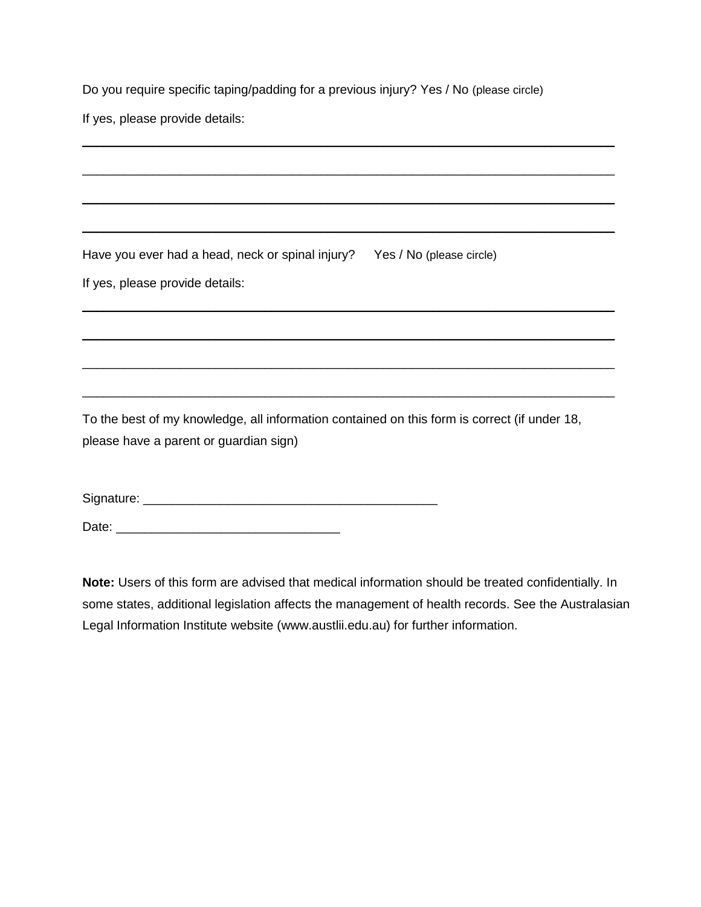Do you require specific taping/padding for a previous injury? Yes / No (please circle)

If yes, please provide details:

______________________________________________________________________________

______________________________________________________________________________

______________________________________________________________________________

______________________________________________________________________________

Have you ever had a head, neck or spinal injury? Yes / No (please circle)

If yes, please provide details:

______________________________________________________________________________

______________________________________________________________________________

______________________________________________________________________________

______________________________________________________________________________

To the best of my knowledge, all information contained on this form is correct (if under 18, please have a parent or guardian sign)

Signature: ___________________________________________

Date: ________________________________

**Note:** Users of this form are advised that medical information should be treated confidentially. In some states, additional legislation affects the management of health records. See the Australasian Legal Information Institute website (www.austlii.edu.au) for further information.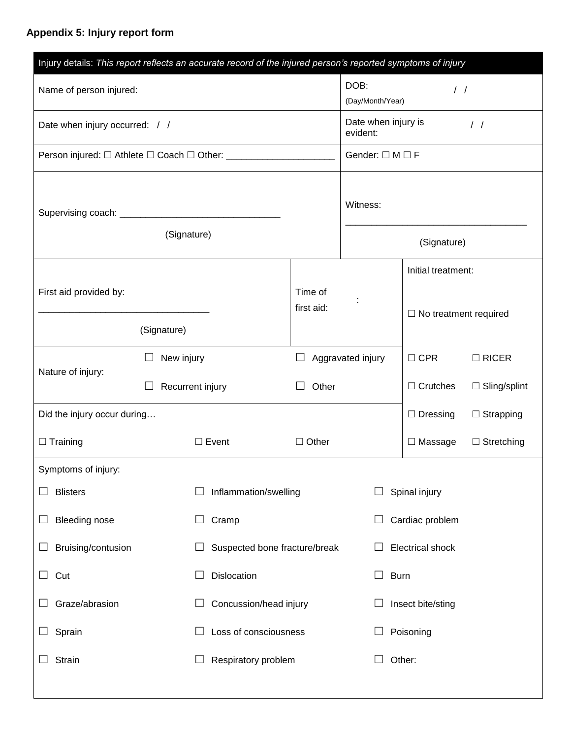**Appendix 5: Injury report form**

| Injury details: *This report reflects an accurate record of the injured person's reported symptoms of injury* | | | |
|---|---|---|---|
| Name of person injured: | | DOB: / / (Day/Month/Year) | |
| Date when injury occurred: / / | | Date when injury is evident: / / | |
| Person injured: ☐ Athlete ☐ Coach ☐ Other: ____________________ | | Gender: ☐ M ☐ F | |
| Supervising coach: ______________________________ (Signature) | | Witness: __________________________________ (Signature) | |
| First aid provided by: _______________________________ (Signature) | Time of first aid: : | Initial treatment: ☐ No treatment required | |
| Nature of injury: ☐ New injury ☐ Recurrent injury | ☐ Aggravated injury ☐ Other | ☐ CPR ☐ Crutches | ☐ RICER ☐ Sling/splint |
| Did the injury occur during… ☐ Training ☐ Event | ☐ Other | ☐ Dressing ☐ Massage | ☐ Strapping ☐ Stretching |

Symptoms of injury:

| | | |
|---|---|---|
| ☐ Blisters | ☐ Inflammation/swelling | ☐ Spinal injury |
| ☐ Bleeding nose | ☐ Cramp | ☐ Cardiac problem |
| ☐ Bruising/contusion | ☐ Suspected bone fracture/break | ☐ Electrical shock |
| ☐ Cut | ☐ Dislocation | ☐ Burn |
| ☐ Graze/abrasion | ☐ Concussion/head injury | ☐ Insect bite/sting |
| ☐ Sprain | ☐ Loss of consciousness | ☐ Poisoning |
| ☐ Strain | ☐ Respiratory problem | ☐ Other: |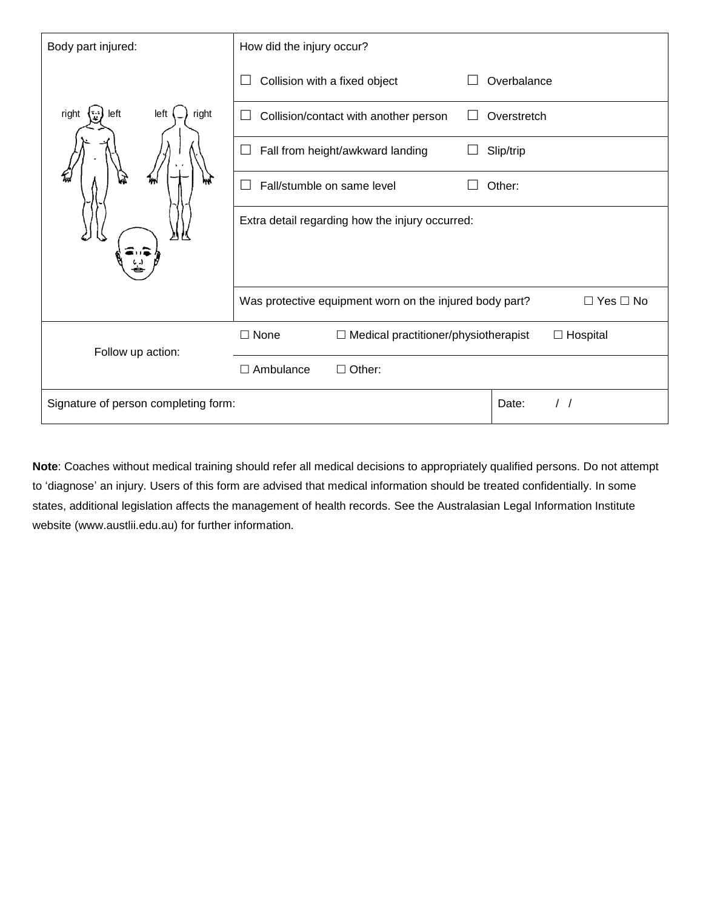| Body part injured: | How did the injury occur? | |
|---|---|---|
| right left left right | ☐ Collision with a fixed object | ☐ Overbalance |
| | ☐ Collision/contact with another person | ☐ Overstretch |
| | ☐ Fall from height/awkward landing | ☐ Slip/trip |
| | ☐ Fall/stumble on same level | ☐ Other: |
| | Extra detail regarding how the injury occurred: | |
| | Was protective equipment worn on the injured body part? ☐ Yes ☐ No | |

| Follow up action: | ☐ None | ☐ Medical practitioner/physiotherapist | ☐ Hospital |
|---|---|---|---|
| | ☐ Ambulance | ☐ Other: | |

| Signature of person completing form: | Date: / / |
|---|---|

**Note**: Coaches without medical training should refer all medical decisions to appropriately qualified persons. Do not attempt to 'diagnose' an injury. Users of this form are advised that medical information should be treated confidentially. In some states, additional legislation affects the management of health records. See the Australasian Legal Information Institute website (www.austlii.edu.au) for further information.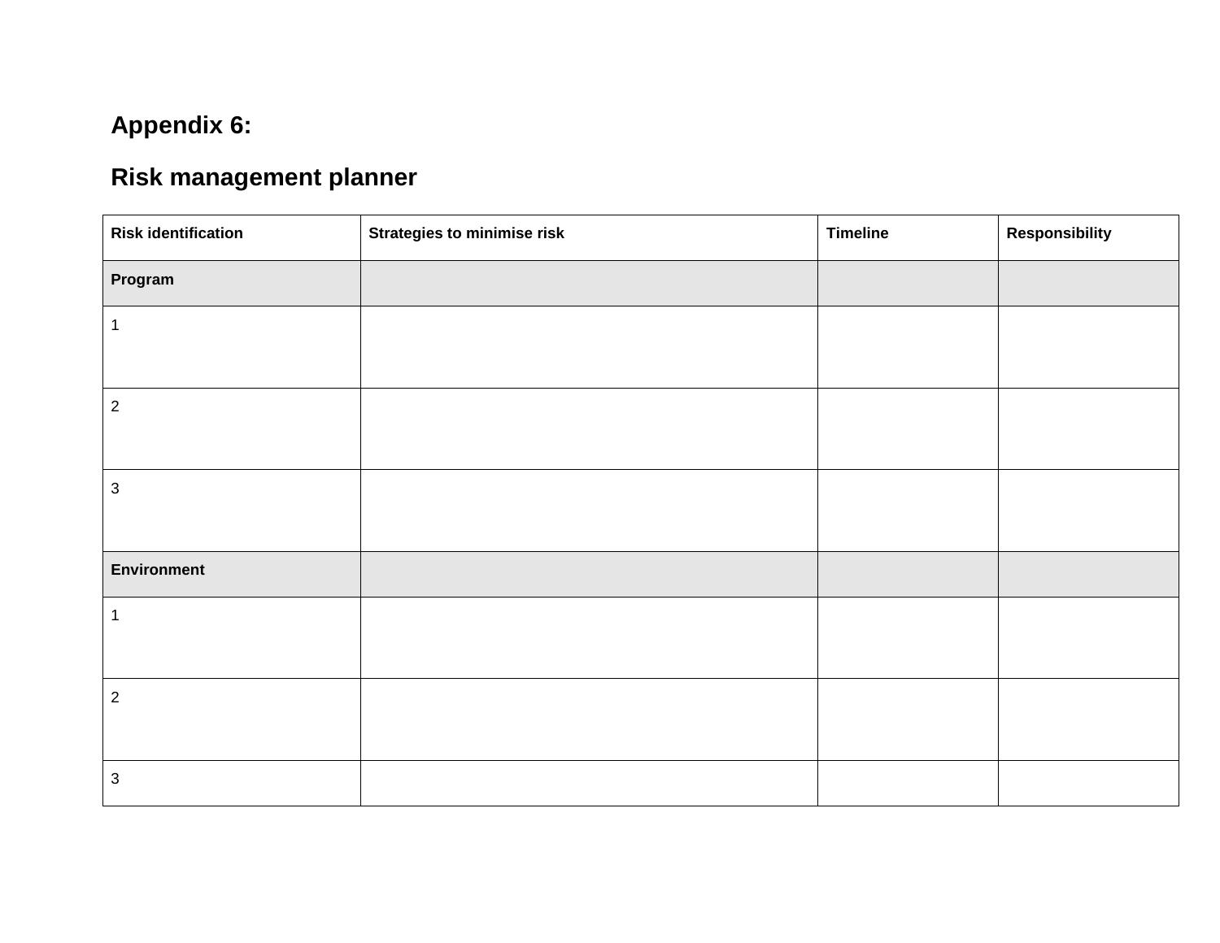## Appendix 6:

## Risk management planner

| Risk identification | Strategies to minimise risk | Timeline | Responsibility |
|---|---|---|---|
| **Program** | | | |
| 1 | | | |
| 2 | | | |
| 3 | | | |
| **Environment** | | | |
| 1 | | | |
| 2 | | | |
| 3 | | | |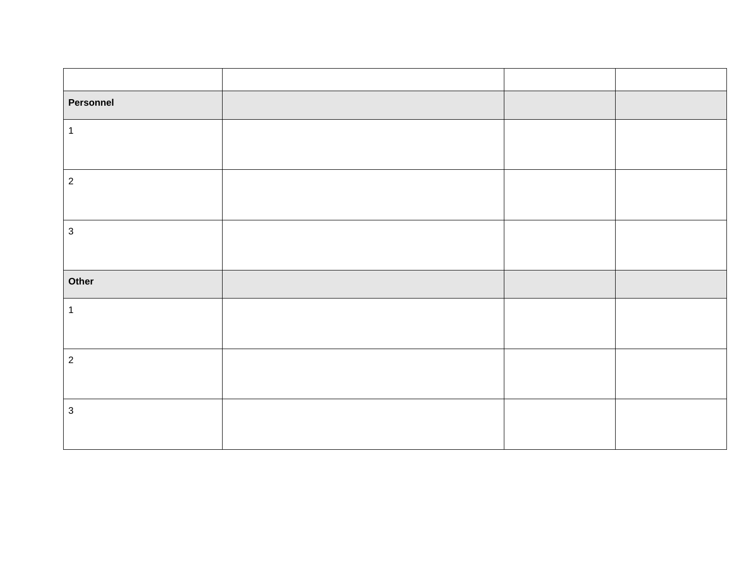| | | | |
|---|---|---|---|
| **Personnel** | | | |
| 1 | | | |
| 2 | | | |
| 3 | | | |
| **Other** | | | |
| 1 | | | |
| 2 | | | |
| 3 | | | |